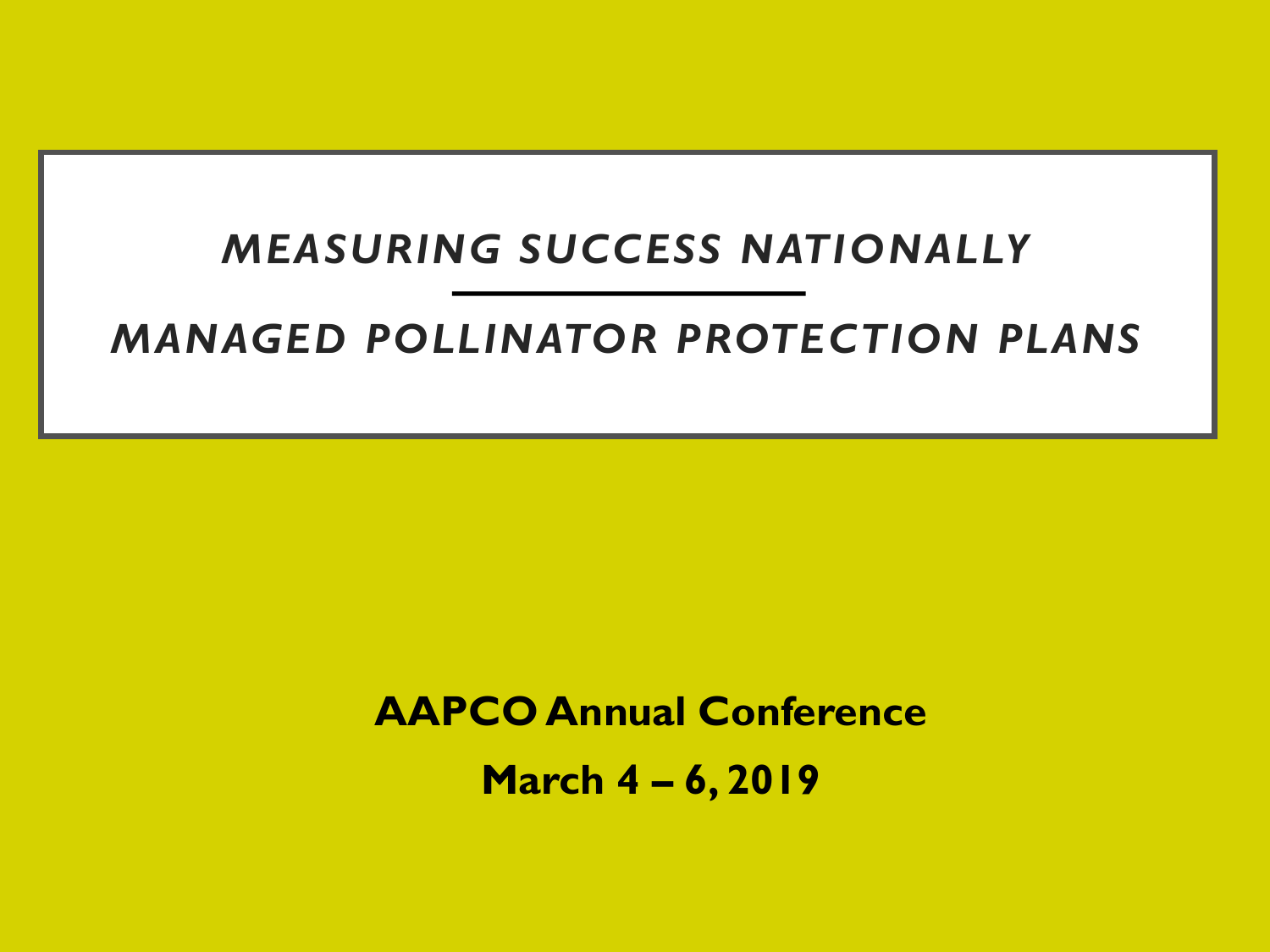# *MEASURING SUCCESS NATIONALLY*

# *MANAGED POLLINATOR PROTECTION PLANS*

**AAPCO Annual Conference**

**March 4 – 6, 2019**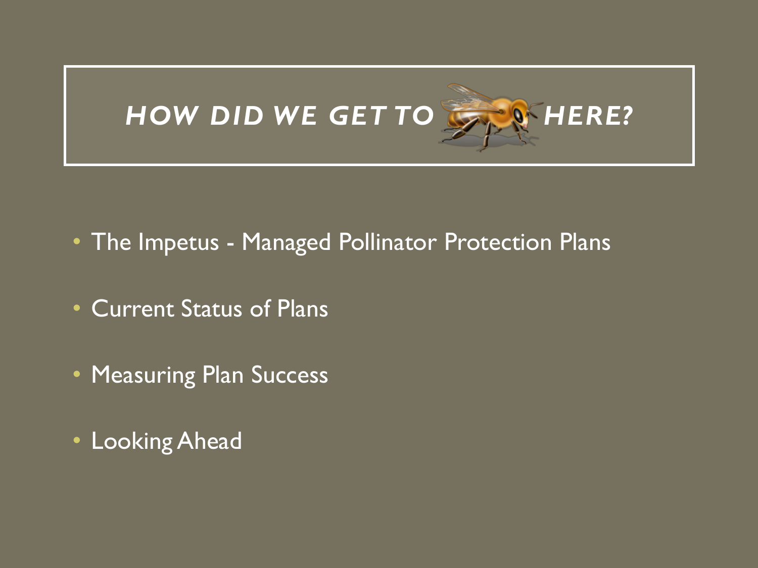# *HOW DID WE GET TO HERE?*

- The Impetus - Managed Pollinator Protection Plans
- Current Status of Plans
- Measuring Plan Success
- Looking Ahead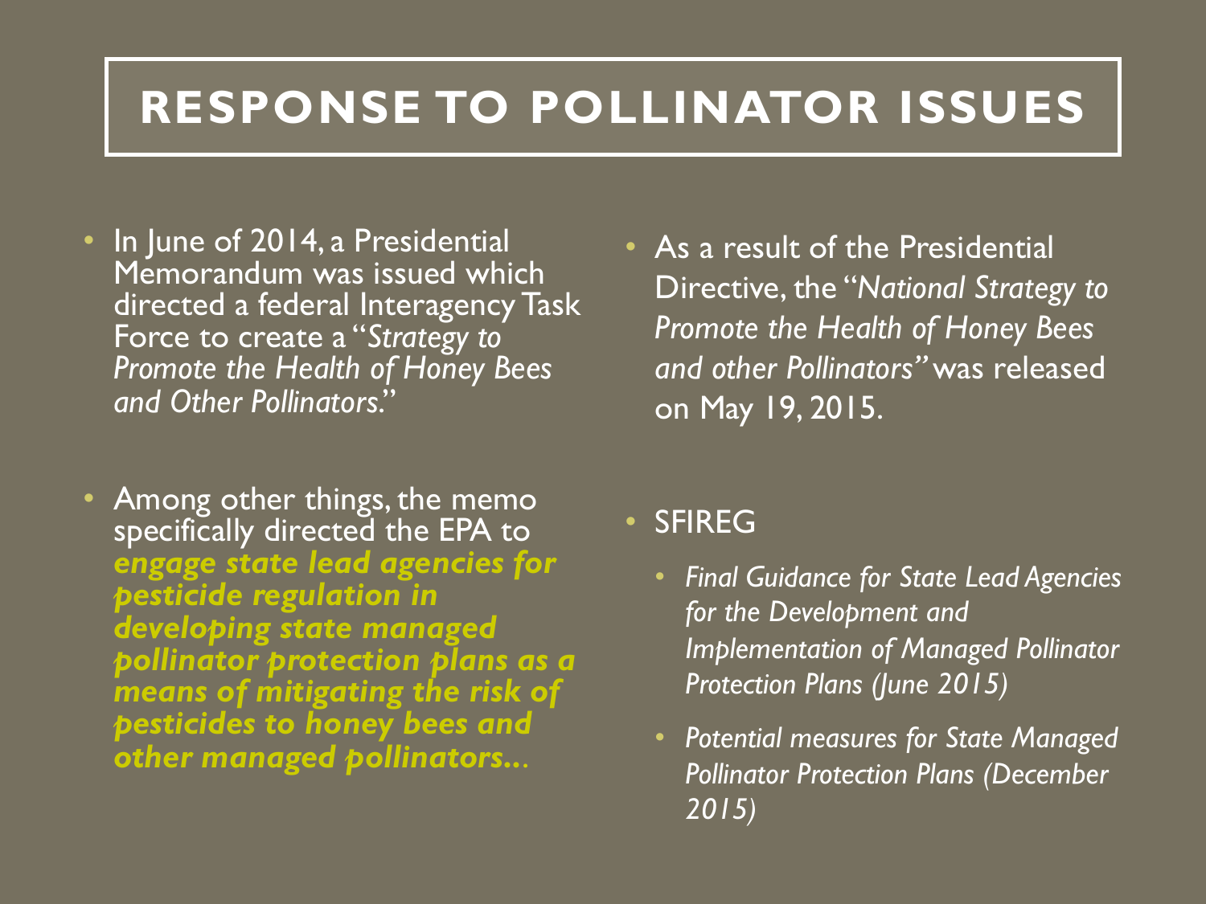# RESPONSE TO POLLINATOR ISSUES

- In June of 2014, a Presidential Memorandum was issued which directed a federal Interagency Task Force to create a "*Strategy to Promote the Health of Honey Bees and Other Pollinators.*"
- Among other things, the memo specifically directed the EPA to ***engage state lead agencies for pesticide regulation in developing state managed pollinator protection plans as a means of mitigating the risk of pesticides to honey bees and other managed pollinators…***
- As a result of the Presidential Directive, the "*National Strategy to Promote the Health of Honey Bees and other Pollinators"* was released on May 19, 2015.
- SFIREG
  - *Final Guidance for State Lead Agencies for the Development and Implementation of Managed Pollinator Protection Plans (June 2015)*
  - *Potential measures for State Managed Pollinator Protection Plans (December 2015)*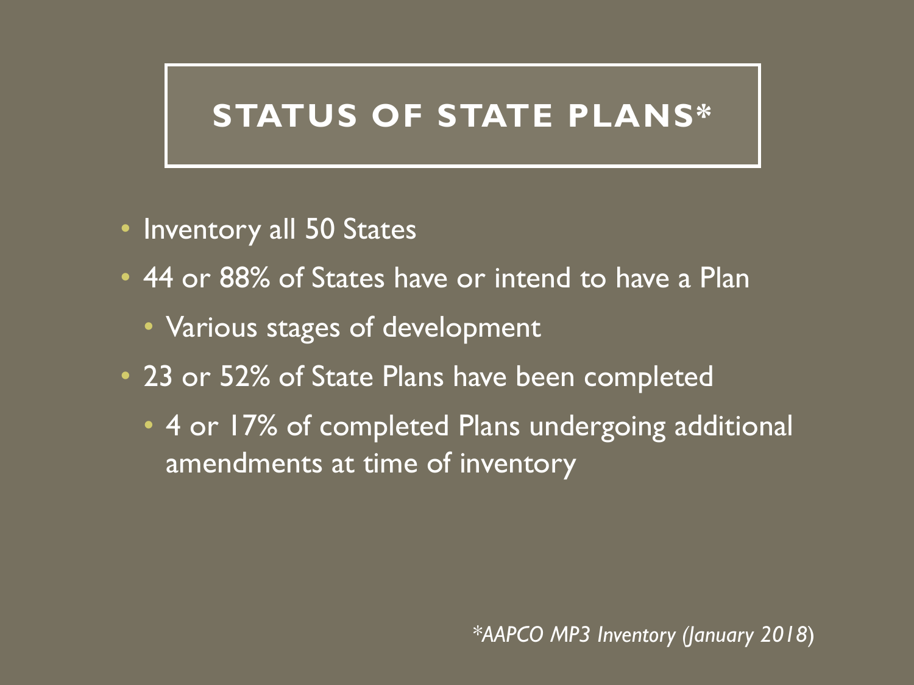# STATUS OF STATE PLANS*

- Inventory all 50 States
- 44 or 88% of States have or intend to have a Plan
  - Various stages of development
- 23 or 52% of State Plans have been completed
  - 4 or 17% of completed Plans undergoing additional amendments at time of inventory

*\*AAPCO MP3 Inventory (January 2018)*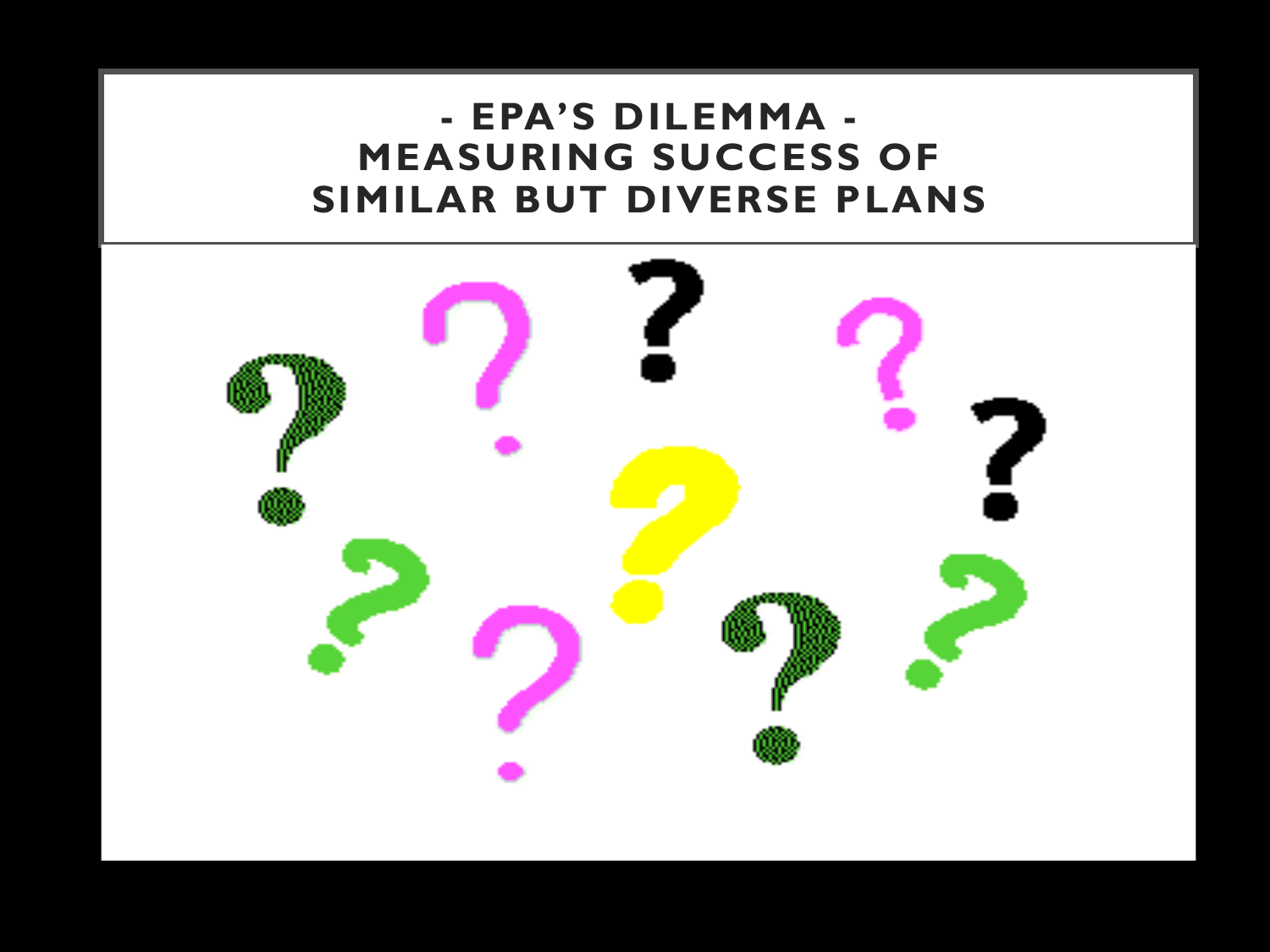# - EPA'S DILEMMA - MEASURING SUCCESS OF SIMILAR BUT DIVERSE PLANS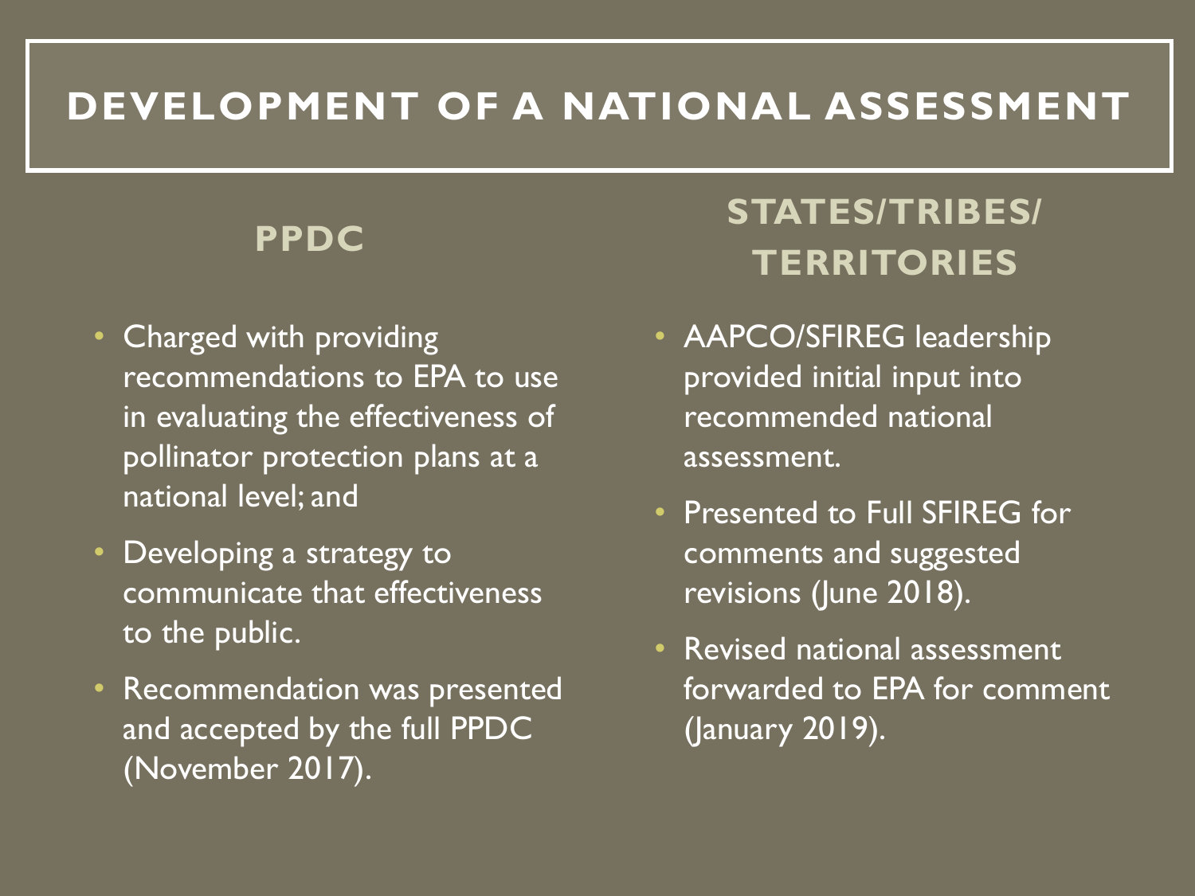# DEVELOPMENT OF A NATIONAL ASSESSMENT

## PPDC

- Charged with providing recommendations to EPA to use in evaluating the effectiveness of pollinator protection plans at a national level; and
- Developing a strategy to communicate that effectiveness to the public.
- Recommendation was presented and accepted by the full PPDC (November 2017).

## STATES/TRIBES/ TERRITORIES

- AAPCO/SFIREG leadership provided initial input into recommended national assessment.
- Presented to Full SFIREG for comments and suggested revisions (June 2018).
- Revised national assessment forwarded to EPA for comment (January 2019).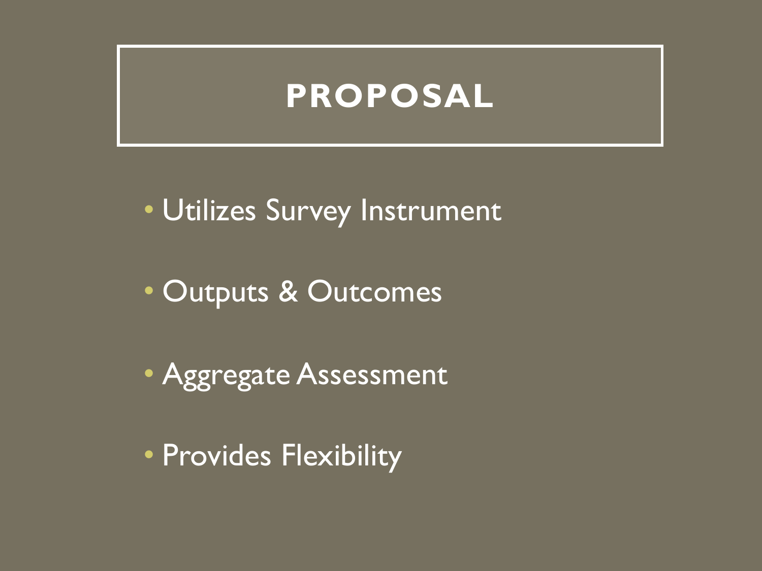# PROPOSAL

- Utilizes Survey Instrument
- Outputs & Outcomes
- Aggregate Assessment
- Provides Flexibility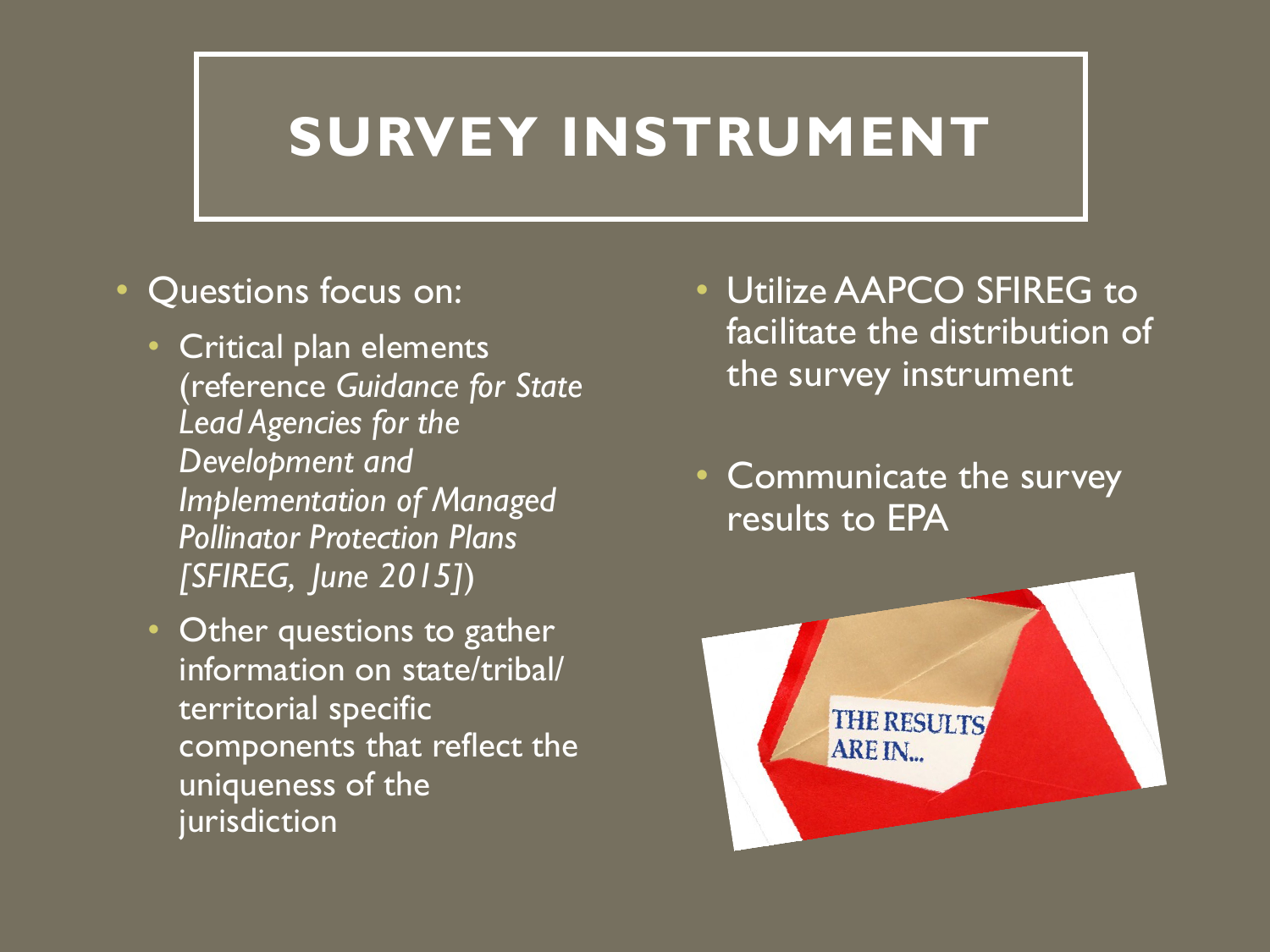# SURVEY INSTRUMENT

- Questions focus on:
  - Critical plan elements (reference *Guidance for State Lead Agencies for the Development and Implementation of Managed Pollinator Protection Plans [SFIREG, June 2015]*)
  - Other questions to gather information on state/tribal/ territorial specific components that reflect the uniqueness of the jurisdiction
- Utilize AAPCO SFIREG to facilitate the distribution of the survey instrument
- Communicate the survey results to EPA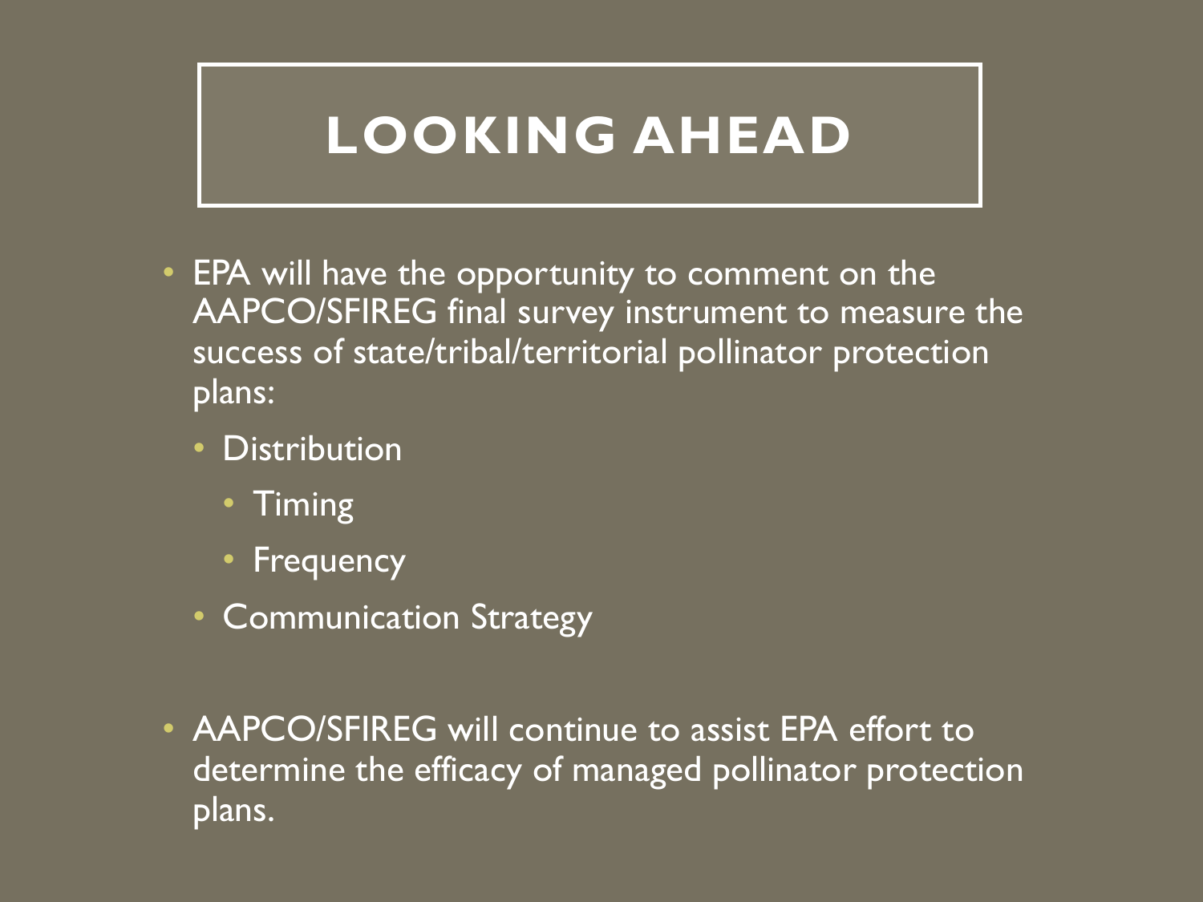# LOOKING AHEAD

- EPA will have the opportunity to comment on the AAPCO/SFIREG final survey instrument to measure the success of state/tribal/territorial pollinator protection plans:
  - Distribution
    - Timing
    - Frequency
  - Communication Strategy

- AAPCO/SFIREG will continue to assist EPA effort to determine the efficacy of managed pollinator protection plans.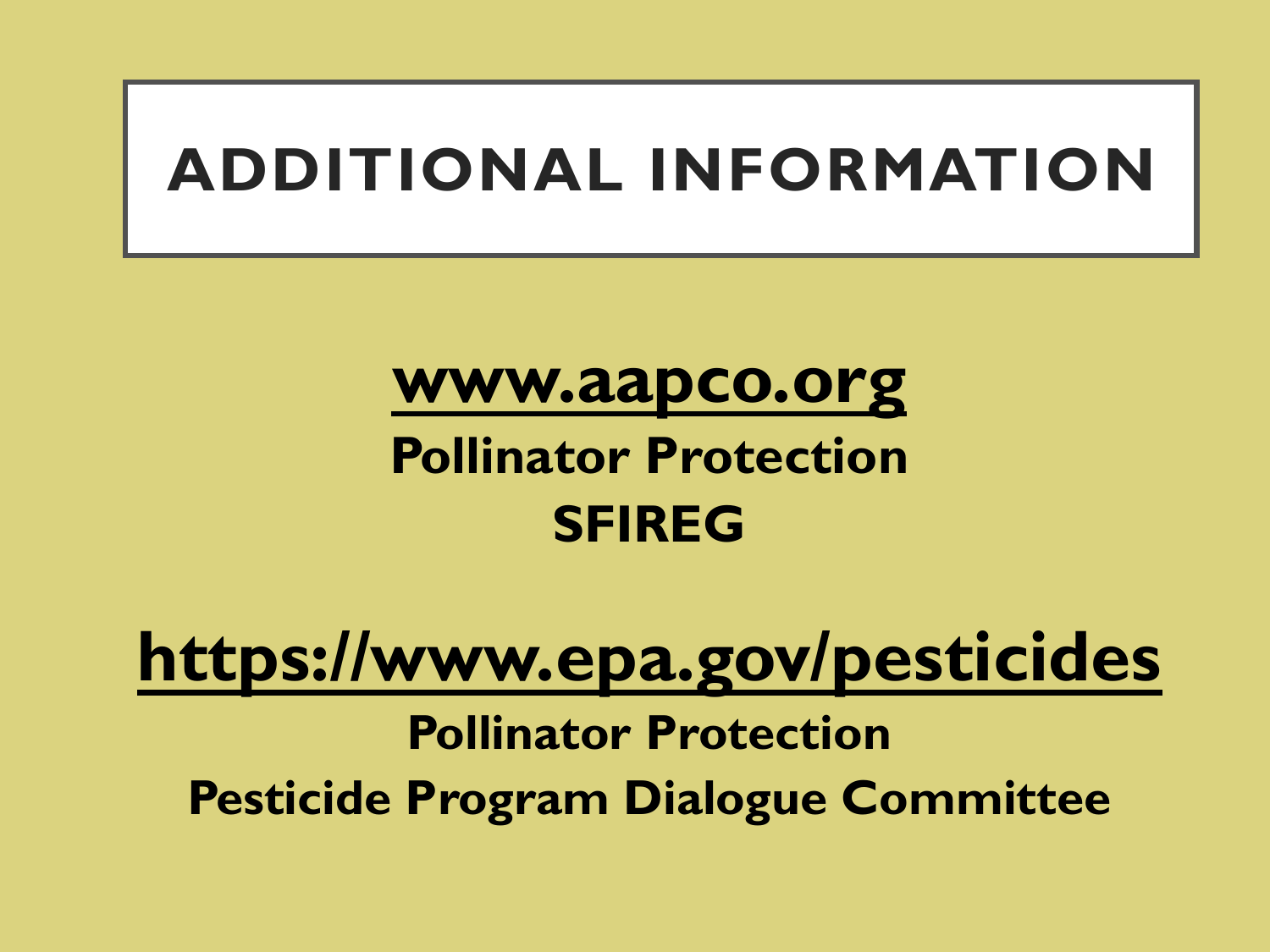# ADDITIONAL INFORMATION

**www.aapco.org**

**Pollinator Protection**

**SFIREG**

**https://www.epa.gov/pesticides**

**Pollinator Protection**

**Pesticide Program Dialogue Committee**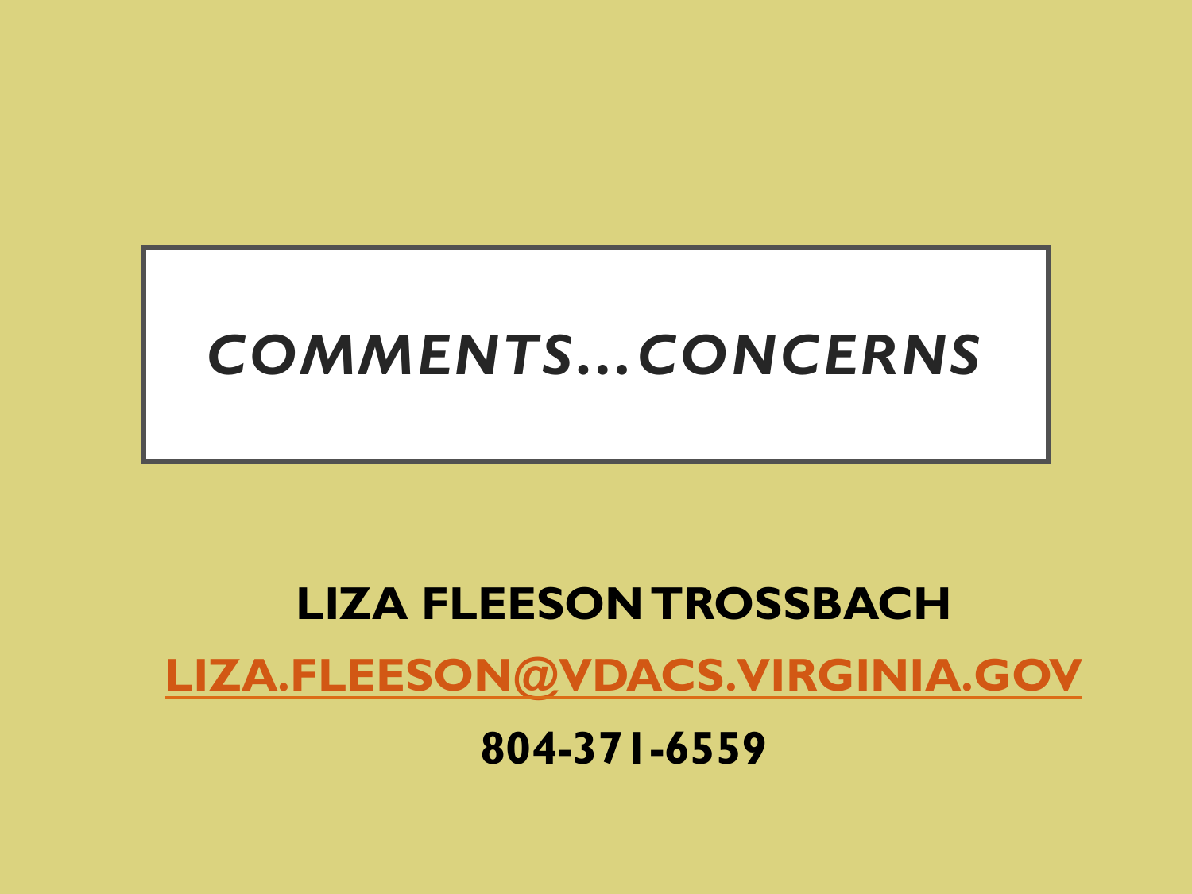# *COMMENTS…CONCERNS*

**LIZA FLEESON TROSSBACH**

**LIZA.FLEESON@VDACS.VIRGINIA.GOV**

**804-371-6559**